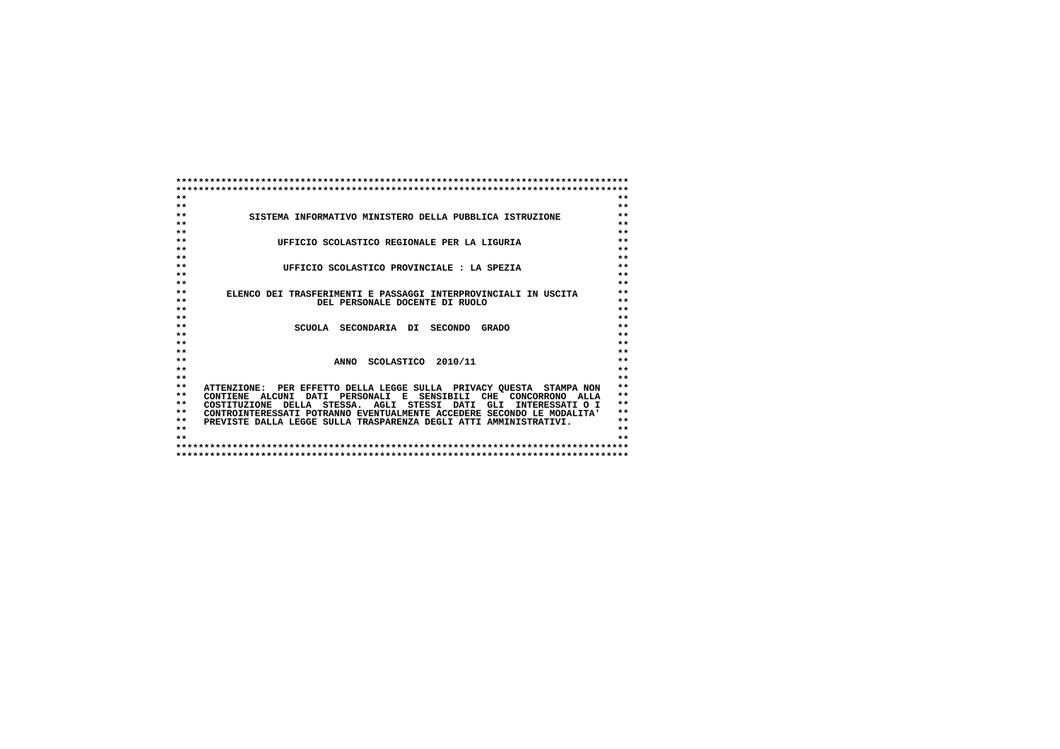SISTEMA INFORMATIVO MINISTERO DELLA PUBBLICA ISTRUZIONE

UFFICIO SCOLASTICO REGIONALE PER LA LIGURIA

UFFICIO SCOLASTICO PROVINCIALE : LA SPEZIA

ELENCO DEI TRASFERIMENTI E PASSAGGI INTERPROVINCIALI IN USCITA
DEL PERSONALE DOCENTE DI RUOLO

SCUOLA SECONDARIA DI SECONDO GRADO

ANNO SCOLASTICO 2010/11

ATTENZIONE: PER EFFETTO DELLA LEGGE SULLA PRIVACY QUESTA STAMPA NON CONTIENE ALCUNI DATI PERSONALI E SENSIBILI CHE CONCORRONO ALLA COSTITUZIONE DELLA STESSA. AGLI STESSI DATI GLI INTERESSATI O I CONTROINTERESSATI POTRANNO EVENTUALMENTE ACCEDERE SECONDO LE MODALITA' PREVISTE DALLA LEGGE SULLA TRASPARENZA DEGLI ATTI AMMINISTRATIVI.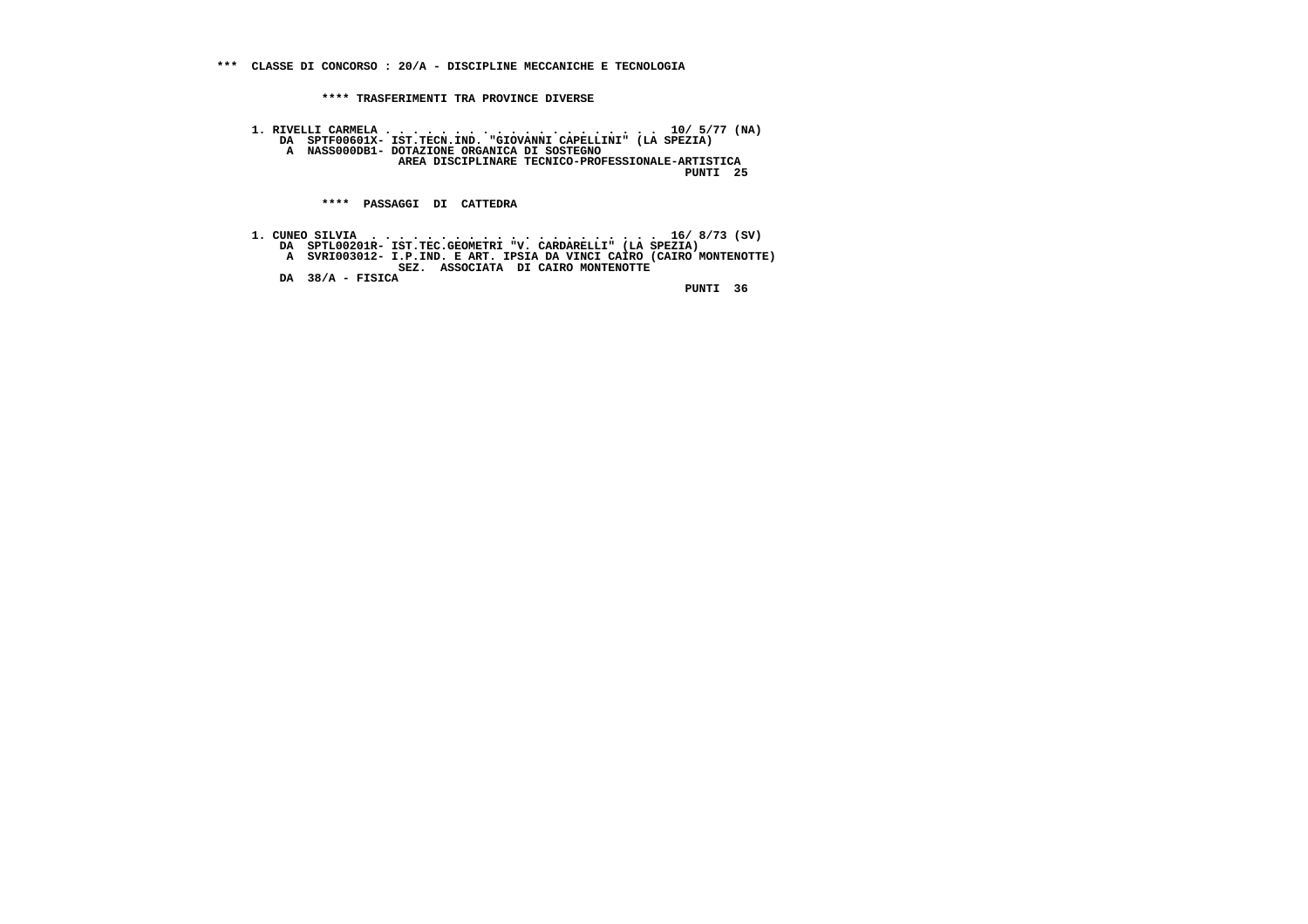**\*\*\* CLASSE DI CONCORSO : 20/A - DISCIPLINE MECCANICHE E TECNOLOGIA**

**\*\*\*\* TRASFERIMENTI TRA PROVINCE DIVERSE**

```
1. RIVELLI CARMELA . . . . . . . . . . . . . . . . . . . . .  10/ 5/77 (NA)
    DA  SPTF00601X- IST.TECN.IND. "GIOVANNI CAPELLINI" (LA SPEZIA)
     A  NASS000DB1- DOTAZIONE ORGANICA DI SOSTEGNO
                    AREA DISCIPLINARE TECNICO-PROFESSIONALE-ARTISTICA
                                                                PUNTI  25
```

**\*\*\*\* PASSAGGI DI CATTEDRA**

```
1. CUNEO SILVIA  . . . . . . . . . . . . . . . . . . . . .  16/ 8/73 (SV)
    DA  SPTL00201R- IST.TEC.GEOMETRI "V. CARDARELLI" (LA SPEZIA)
     A  SVRI003012- I.P.IND. E ART. IPSIA DA VINCI CAIRO (CAIRO MONTENOTTE)
                    SEZ.  ASSOCIATA  DI CAIRO MONTENOTTE
    DA  38/A - FISICA
                                                                PUNTI  36
```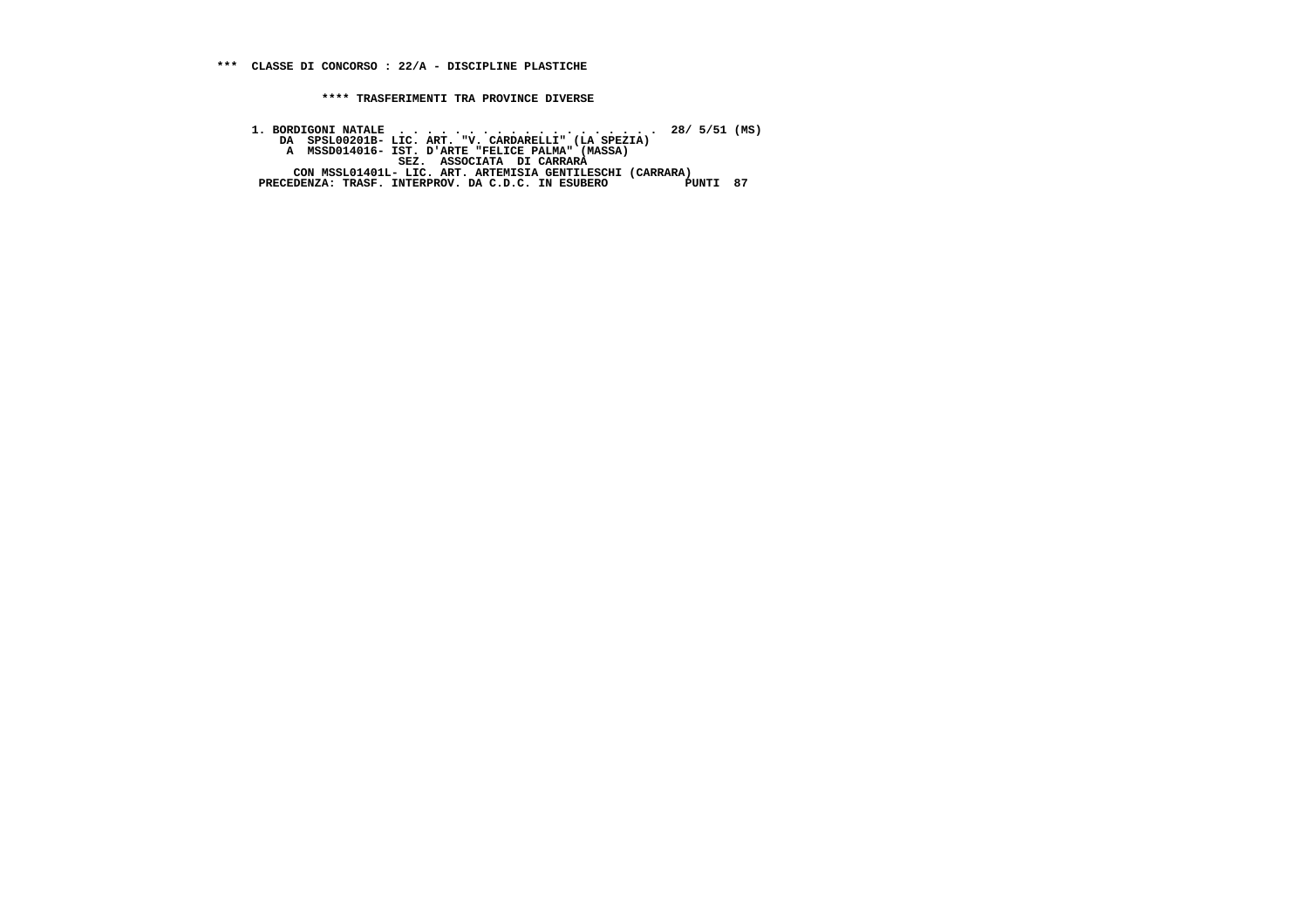**\*\*\*  CLASSE DI CONCORSO : 22/A - DISCIPLINE PLASTICHE**

**\*\*\*\* TRASFERIMENTI TRA PROVINCE DIVERSE**

```
1. BORDIGONI NATALE  . . . . . . . . . . . . . . . . . . .  28/ 5/51 (MS)
    DA  SPSL00201B- LIC. ART. "V. CARDARELLI" (LA SPEZIA)
     A  MSSD014016- IST. D'ARTE "FELICE PALMA" (MASSA)
                   SEZ.  ASSOCIATA  DI CARRARA
      CON MSSL01401L- LIC. ART. ARTEMISIA GENTILESCHI (CARRARA)
 PRECEDENZA: TRASF. INTERPROV. DA C.D.C. IN ESUBERO           PUNTI  87
```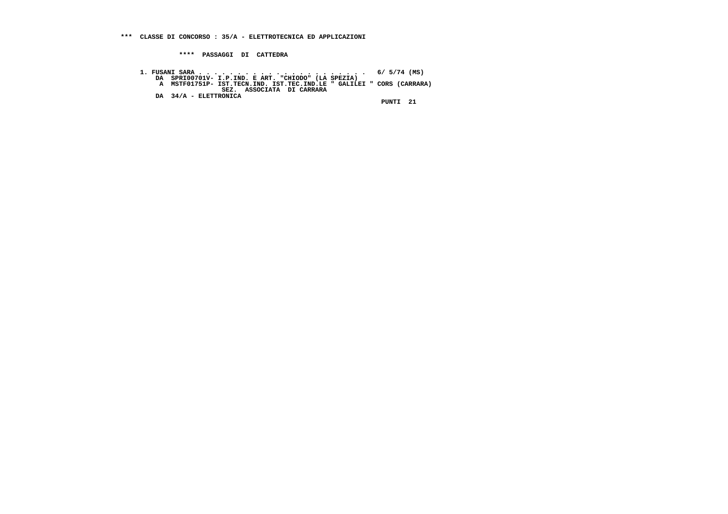**\*\*\*  CLASSE DI CONCORSO : 35/A - ELETTROTECNICA ED APPLICAZIONI**

**\*\*\*\*  PASSAGGI  DI  CATTEDRA**

**1. FUSANI SARA . . . . . . . . . . . . . . . . . . . . . . .   6/ 5/74 (MS)**
**DA  SPRI00701V- I.P.IND. E ART. "CHIODO" (LA SPEZIA)**
**A  MSTF01751P- IST.TECN.IND. IST.TEC.IND.LE " GALILEI " CORS (CARRARA)**
**SEZ.  ASSOCIATA  DI CARRARA**
**DA  34/A - ELETTRONICA**
**PUNTI  21**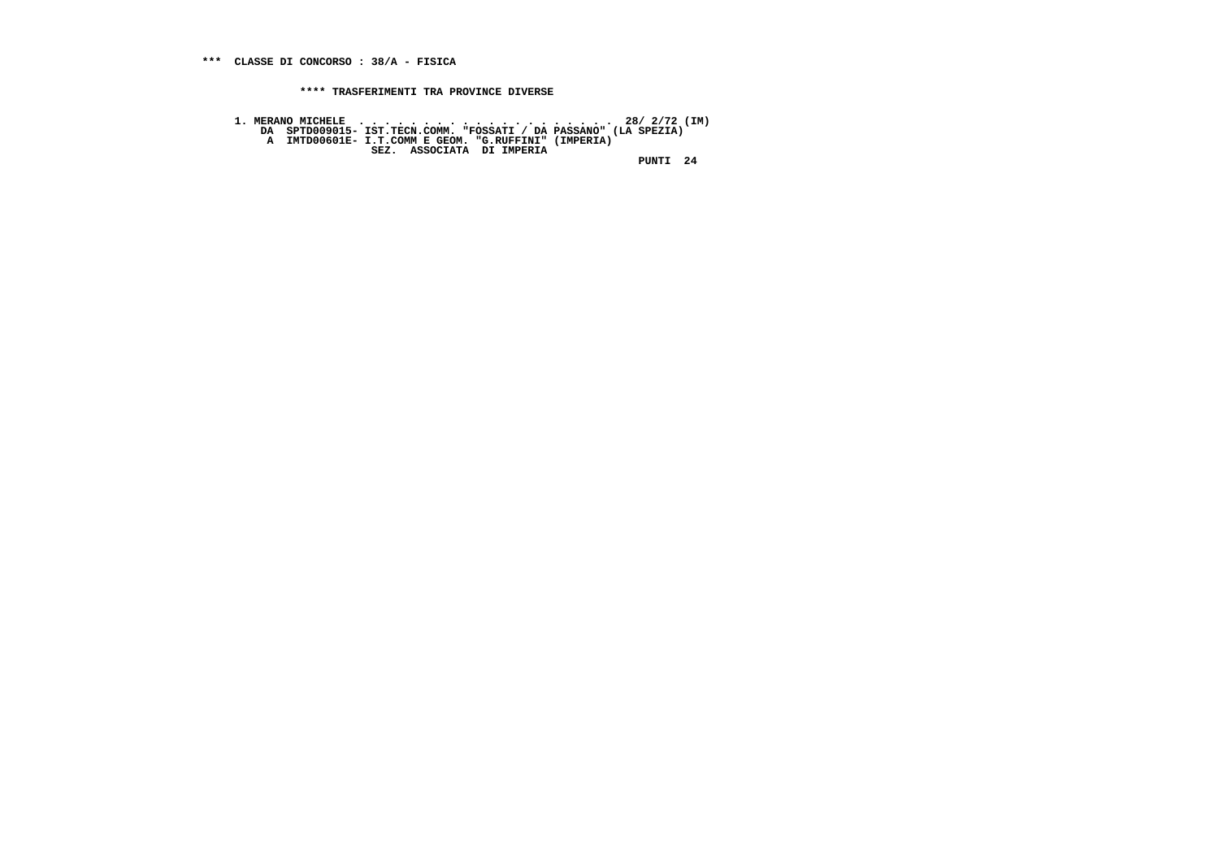*** CLASSE DI CONCORSO : 38/A - FISICA

**** TRASFERIMENTI TRA PROVINCE DIVERSE

1. MERANO MICHELE . . . . . . . . . . . . . . . . . . . . 28/ 2/72 (IM)
   DA SPTD009015- IST.TECN.COMM. "FOSSATI / DA PASSANO" (LA SPEZIA)
   A IMTD00601E- I.T.COMM E GEOM. "G.RUFFINI" (IMPERIA)
   SEZ. ASSOCIATA DI IMPERIA
   PUNTI 24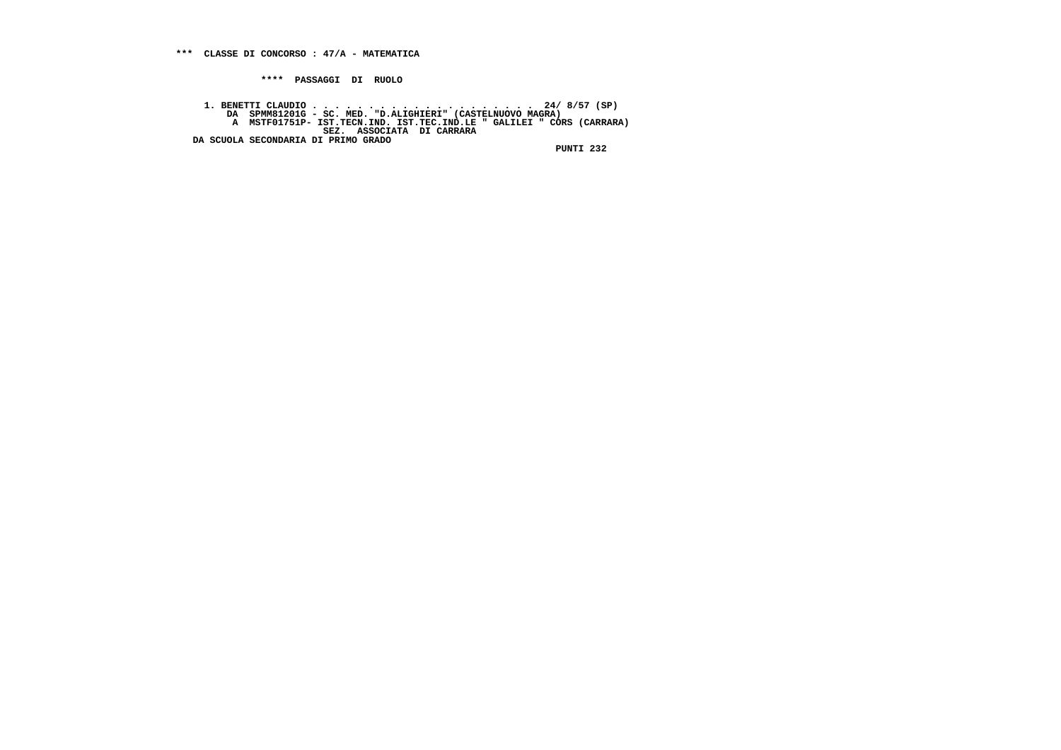**\*\*\*  CLASSE DI CONCORSO : 47/A - MATEMATICA**

**\*\*\*\*  PASSAGGI  DI  RUOLO**

**1. BENETTI CLAUDIO . . . . . . . . . . . . . . . . . . . . .  24/ 8/57 (SP)**
**DA  SPMM81201G - SC. MED. "D.ALIGHIERI" (CASTELNUOVO MAGRA)**
**A  MSTF01751P- IST.TECN.IND. IST.TEC.IND.LE " GALILEI " CORS (CARRARA)**
**SEZ.  ASSOCIATA  DI CARRARA**
**DA SCUOLA SECONDARIA DI PRIMO GRADO**
**PUNTI 232**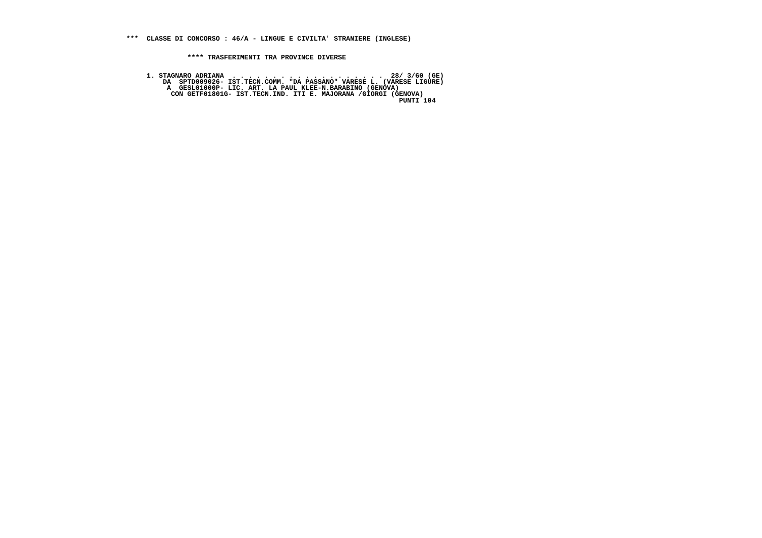**\*\*\* CLASSE DI CONCORSO : 46/A - LINGUE E CIVILTA' STRANIERE (INGLESE)**

**\*\*\*\* TRASFERIMENTI TRA PROVINCE DIVERSE**

**1. STAGNARO ADRIANA . . . . . . . . . . . . . . . . . . . . 28/ 3/60 (GE)**
**DA SPTD009026- IST.TECN.COMM. "DA PASSANO" VARESE L. (VARESE LIGURE)**
**A GESL01000P- LIC. ART. LA PAUL KLEE-N.BARABINO (GENOVA)**
**CON GETF01801G- IST.TECN.IND. ITI E. MAJORANA /GIORGI (GENOVA)**
**PUNTI 104**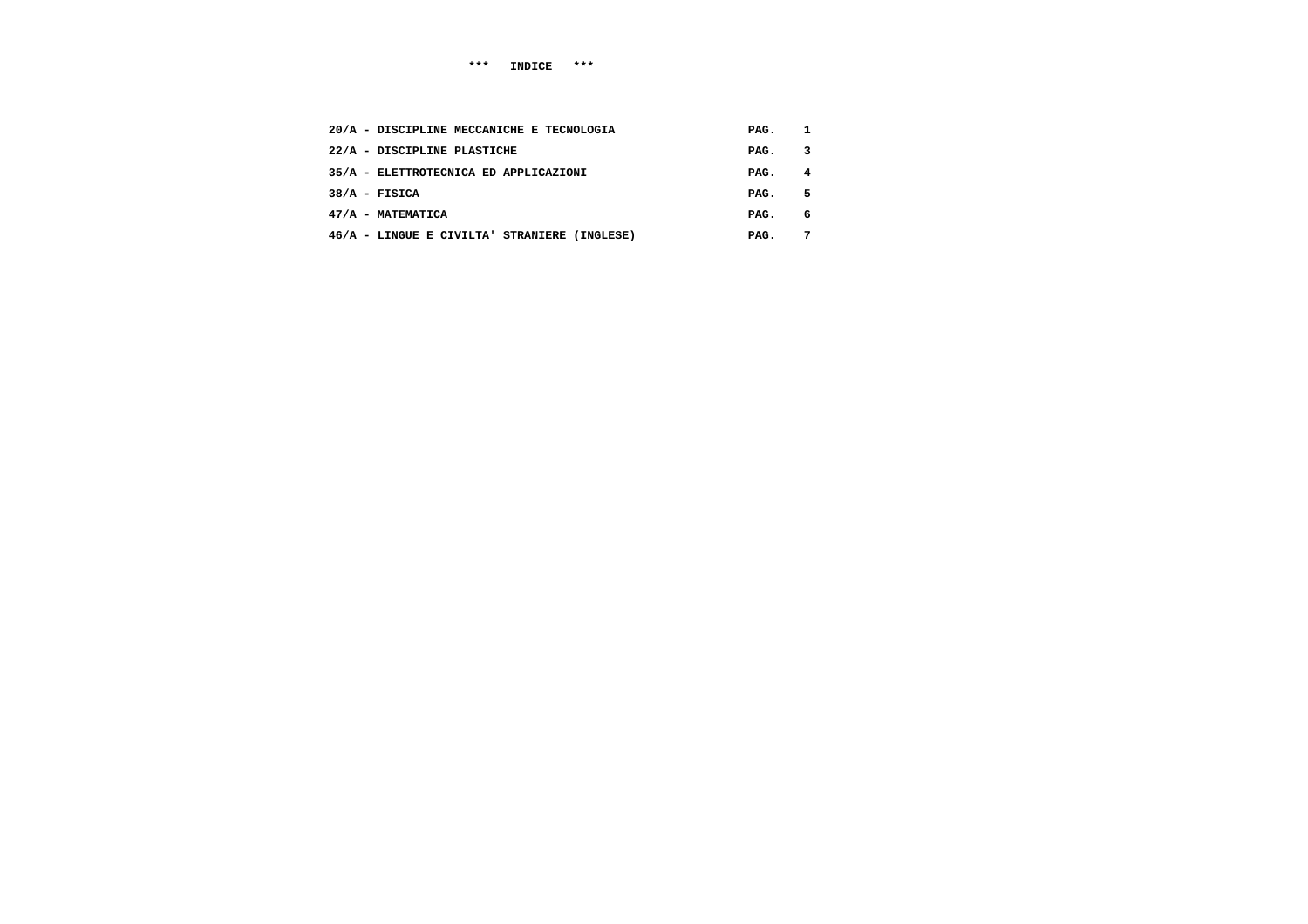# \*\*\* INDICE \*\*\*

| | |
|---|---|
| 20/A - DISCIPLINE MECCANICHE E TECNOLOGIA | PAG. 1 |
| 22/A - DISCIPLINE PLASTICHE | PAG. 3 |
| 35/A - ELETTROTECNICA ED APPLICAZIONI | PAG. 4 |
| 38/A - FISICA | PAG. 5 |
| 47/A - MATEMATICA | PAG. 6 |
| 46/A - LINGUE E CIVILTA' STRANIERE (INGLESE) | PAG. 7 |